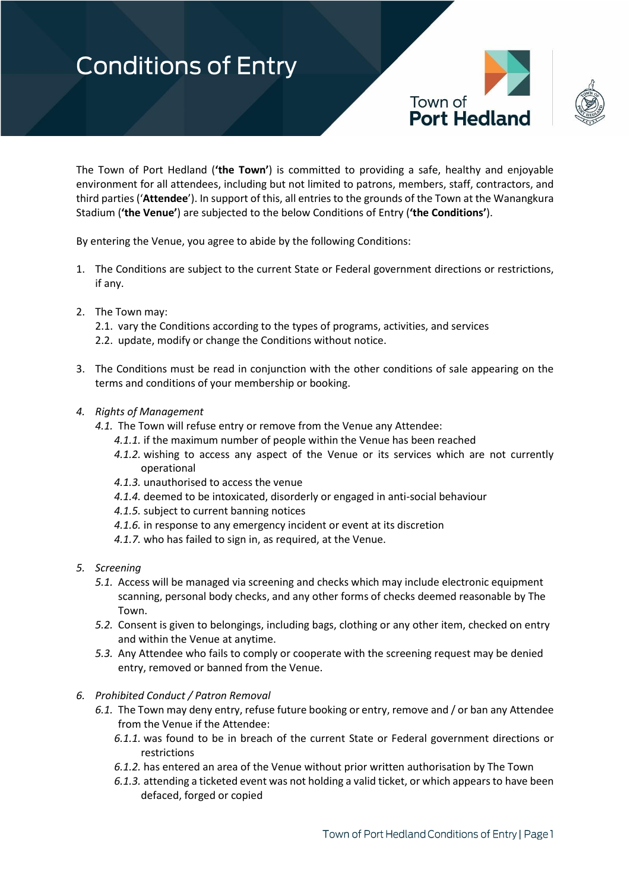# Conditions of Entry

The Town of Port Hedland (**'the Town'**) is committed to providing a safe, healthy and enjoyable environment for all attendees, including but not limited to patrons, members, staff, contractors, and third parties ('**Attendee**'). In support of this, all entries to the grounds of the Town at the Wanangkura Stadium (**'the Venue'**) are subjected to the below Conditions of Entry (**'the Conditions'**).

By entering the Venue, you agree to abide by the following Conditions:

1. The Conditions are subject to the current State or Federal government directions or restrictions, if any.

2. The Town may:
   2.1. vary the Conditions according to the types of programs, activities, and services
   2.2. update, modify or change the Conditions without notice.

3. The Conditions must be read in conjunction with the other conditions of sale appearing on the terms and conditions of your membership or booking.

4. *Rights of Management*
   4.1. The Town will refuse entry or remove from the Venue any Attendee:
      *4.1.1.* if the maximum number of people within the Venue has been reached
      *4.1.2.* wishing to access any aspect of the Venue or its services which are not currently operational
      *4.1.3.* unauthorised to access the venue
      *4.1.4.* deemed to be intoxicated, disorderly or engaged in anti-social behaviour
      *4.1.5.* subject to current banning notices
      *4.1.6.* in response to any emergency incident or event at its discretion
      *4.1.7.* who has failed to sign in, as required, at the Venue.

5. *Screening*
   5.1. Access will be managed via screening and checks which may include electronic equipment scanning, personal body checks, and any other forms of checks deemed reasonable by The Town.
   5.2. Consent is given to belongings, including bags, clothing or any other item, checked on entry and within the Venue at anytime.
   5.3. Any Attendee who fails to comply or cooperate with the screening request may be denied entry, removed or banned from the Venue.

6. *Prohibited Conduct / Patron Removal*
   6.1. The Town may deny entry, refuse future booking or entry, remove and / or ban any Attendee from the Venue if the Attendee:
      *6.1.1.* was found to be in breach of the current State or Federal government directions or restrictions
      *6.1.2.* has entered an area of the Venue without prior written authorisation by The Town
      *6.1.3.* attending a ticketed event was not holding a valid ticket, or which appears to have been defaced, forged or copied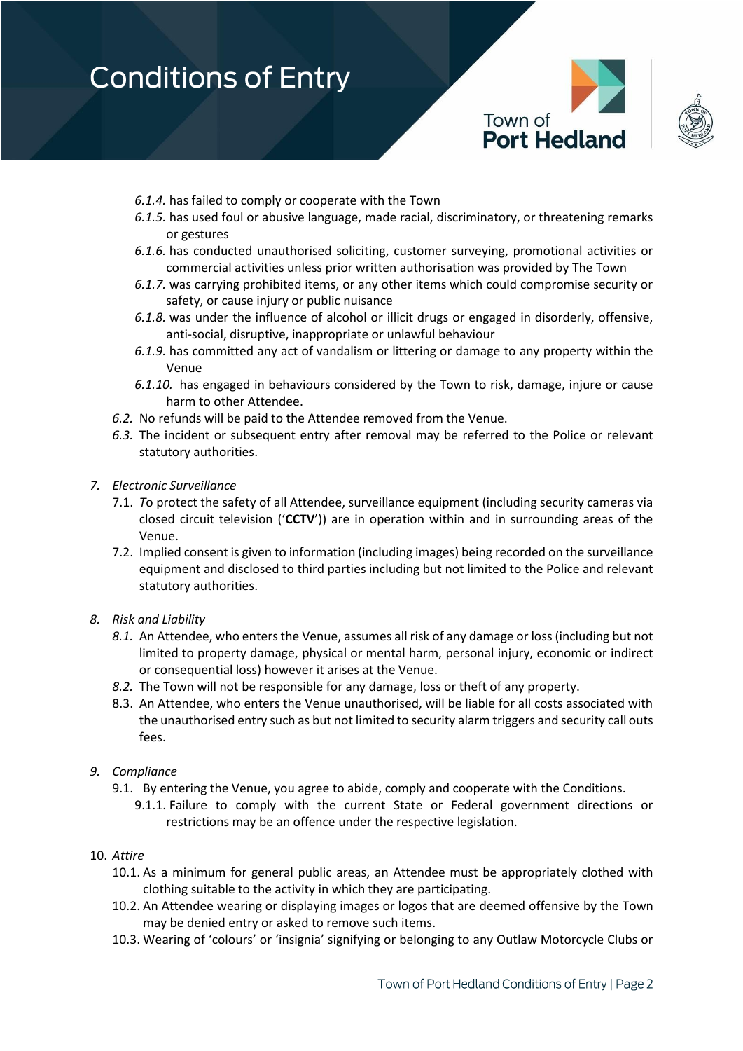*6.1.4.* has failed to comply or cooperate with the Town

*6.1.5.* has used foul or abusive language, made racial, discriminatory, or threatening remarks or gestures

*6.1.6.* has conducted unauthorised soliciting, customer surveying, promotional activities or commercial activities unless prior written authorisation was provided by The Town

*6.1.7.* was carrying prohibited items, or any other items which could compromise security or safety, or cause injury or public nuisance

*6.1.8.* was under the influence of alcohol or illicit drugs or engaged in disorderly, offensive, anti-social, disruptive, inappropriate or unlawful behaviour

*6.1.9.* has committed any act of vandalism or littering or damage to any property within the Venue

*6.1.10.* has engaged in behaviours considered by the Town to risk, damage, injure or cause harm to other Attendee.

*6.2.* No refunds will be paid to the Attendee removed from the Venue.

*6.3.* The incident or subsequent entry after removal may be referred to the Police or relevant statutory authorities.

7. *Electronic Surveillance*

7.1. *To* protect the safety of all Attendee, surveillance equipment (including security cameras via closed circuit television ('**CCTV**')) are in operation within and in surrounding areas of the Venue.

7.2. Implied consent is given to information (including images) being recorded on the surveillance equipment and disclosed to third parties including but not limited to the Police and relevant statutory authorities.

8. *Risk and Liability*

*8.1.* An Attendee, who enters the Venue, assumes all risk of any damage or loss (including but not limited to property damage, physical or mental harm, personal injury, economic or indirect or consequential loss) however it arises at the Venue.

*8.2.* The Town will not be responsible for any damage, loss or theft of any property.

8.3. An Attendee, who enters the Venue unauthorised, will be liable for all costs associated with the unauthorised entry such as but not limited to security alarm triggers and security call outs fees.

9. *Compliance*

9.1. By entering the Venue, you agree to abide, comply and cooperate with the Conditions.

9.1.1. Failure to comply with the current State or Federal government directions or restrictions may be an offence under the respective legislation.

10. *Attire*

10.1. As a minimum for general public areas, an Attendee must be appropriately clothed with clothing suitable to the activity in which they are participating.

10.2. An Attendee wearing or displaying images or logos that are deemed offensive by the Town may be denied entry or asked to remove such items.

10.3. Wearing of 'colours' or 'insignia' signifying or belonging to any Outlaw Motorcycle Clubs or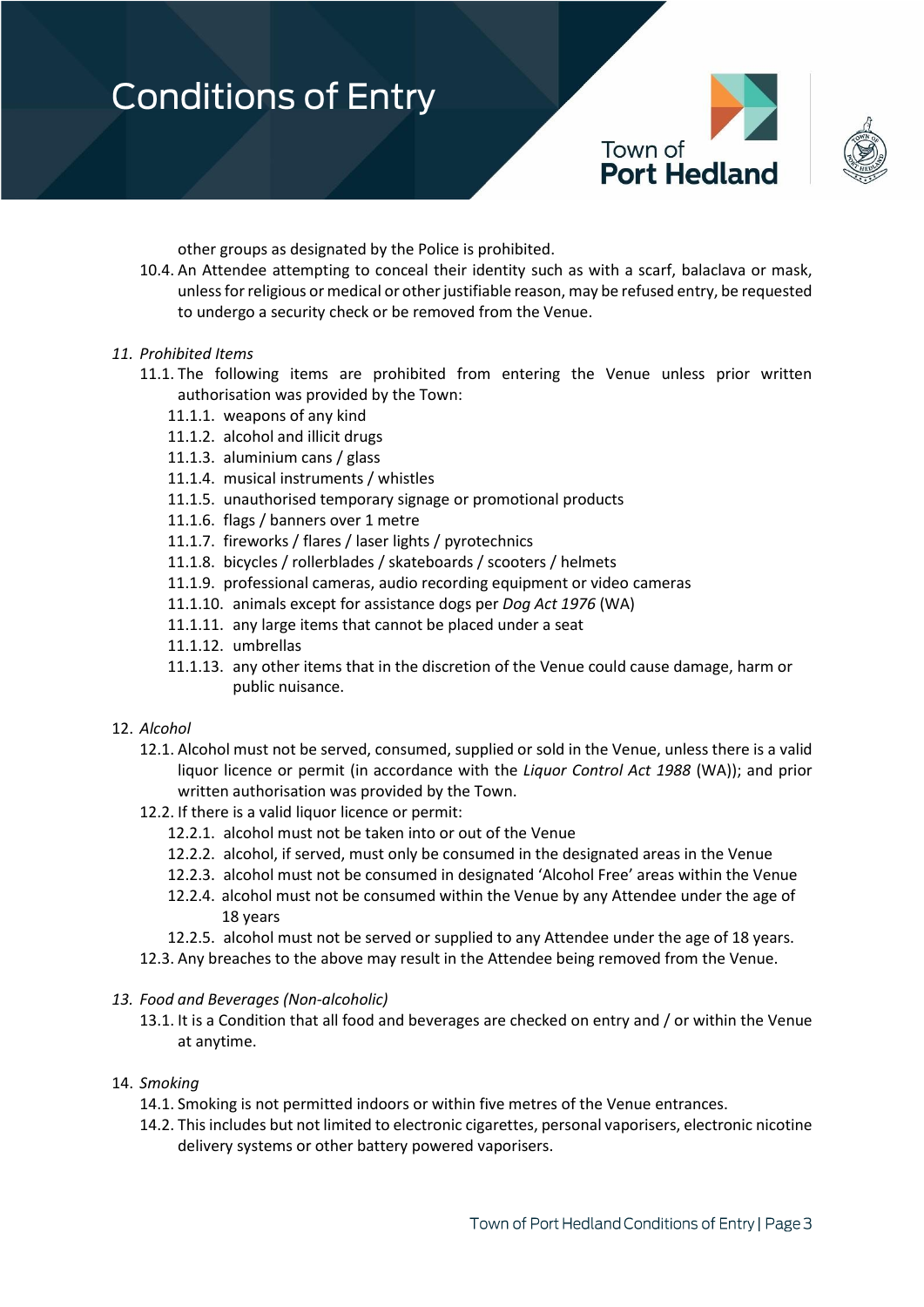other groups as designated by the Police is prohibited.

10.4. An Attendee attempting to conceal their identity such as with a scarf, balaclava or mask, unless for religious or medical or other justifiable reason, may be refused entry, be requested to undergo a security check or be removed from the Venue.

11. *Prohibited Items*

11.1. The following items are prohibited from entering the Venue unless prior written authorisation was provided by the Town:

- 11.1.1. weapons of any kind
- 11.1.2. alcohol and illicit drugs
- 11.1.3. aluminium cans / glass
- 11.1.4. musical instruments / whistles
- 11.1.5. unauthorised temporary signage or promotional products
- 11.1.6. flags / banners over 1 metre
- 11.1.7. fireworks / flares / laser lights / pyrotechnics
- 11.1.8. bicycles / rollerblades / skateboards / scooters / helmets
- 11.1.9. professional cameras, audio recording equipment or video cameras
- 11.1.10. animals except for assistance dogs per *Dog Act 1976* (WA)
- 11.1.11. any large items that cannot be placed under a seat
- 11.1.12. umbrellas
- 11.1.13. any other items that in the discretion of the Venue could cause damage, harm or public nuisance.

12. *Alcohol*

12.1. Alcohol must not be served, consumed, supplied or sold in the Venue, unless there is a valid liquor licence or permit (in accordance with the *Liquor Control Act 1988* (WA)); and prior written authorisation was provided by the Town.

12.2. If there is a valid liquor licence or permit:

- 12.2.1. alcohol must not be taken into or out of the Venue
- 12.2.2. alcohol, if served, must only be consumed in the designated areas in the Venue
- 12.2.3. alcohol must not be consumed in designated 'Alcohol Free' areas within the Venue
- 12.2.4. alcohol must not be consumed within the Venue by any Attendee under the age of 18 years
- 12.2.5. alcohol must not be served or supplied to any Attendee under the age of 18 years.

12.3. Any breaches to the above may result in the Attendee being removed from the Venue.

13. *Food and Beverages (Non-alcoholic)*

13.1. It is a Condition that all food and beverages are checked on entry and / or within the Venue at anytime.

14. *Smoking*

14.1. Smoking is not permitted indoors or within five metres of the Venue entrances.

14.2. This includes but not limited to electronic cigarettes, personal vaporisers, electronic nicotine delivery systems or other battery powered vaporisers.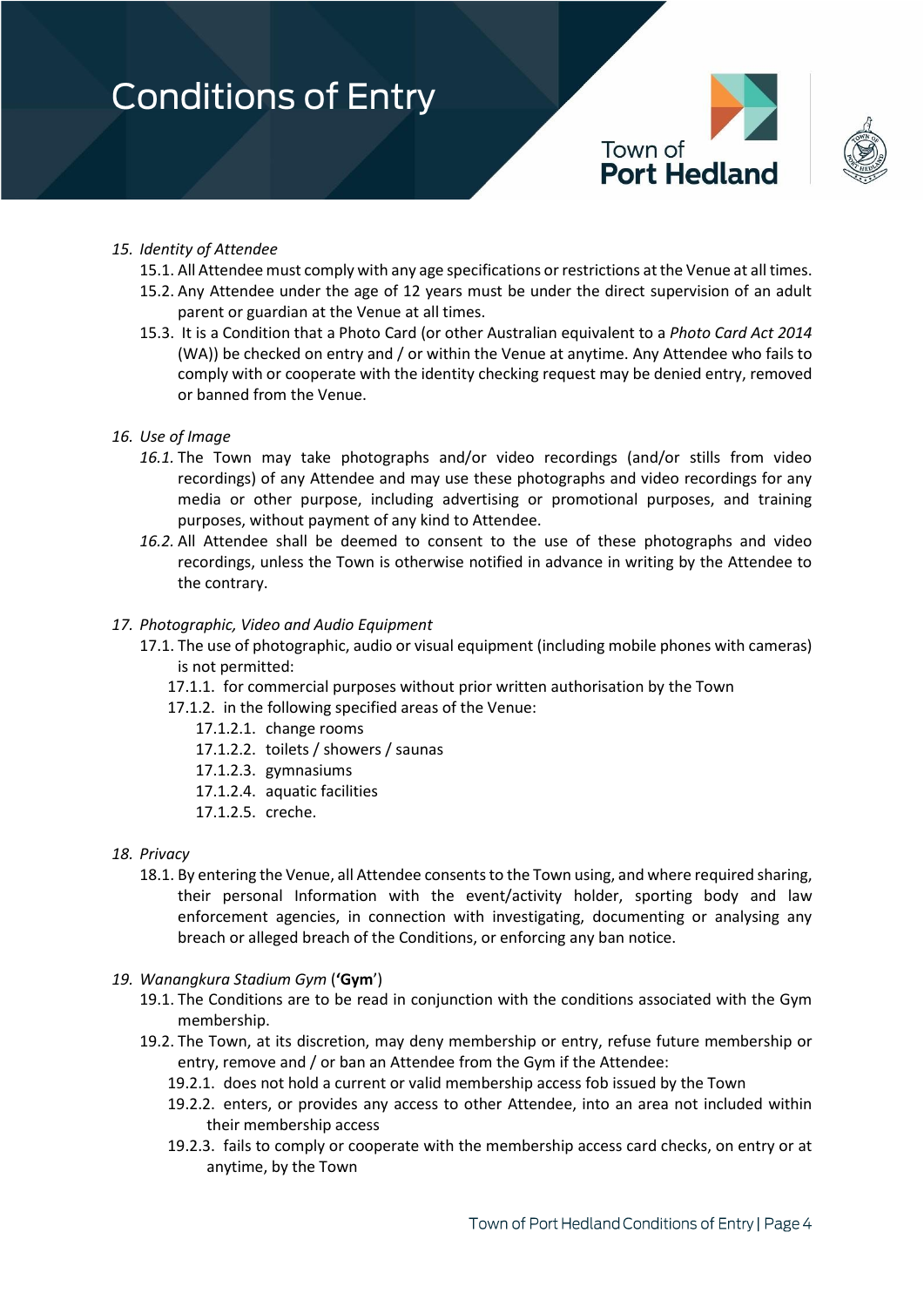15. *Identity of Attendee*
    15.1. All Attendee must comply with any age specifications or restrictions at the Venue at all times.
    15.2. Any Attendee under the age of 12 years must be under the direct supervision of an adult parent or guardian at the Venue at all times.
    15.3. It is a Condition that a Photo Card (or other Australian equivalent to a *Photo Card Act 2014* (WA)) be checked on entry and / or within the Venue at anytime. Any Attendee who fails to comply with or cooperate with the identity checking request may be denied entry, removed or banned from the Venue.

16. *Use of Image*
    *16.1.* The Town may take photographs and/or video recordings (and/or stills from video recordings) of any Attendee and may use these photographs and video recordings for any media or other purpose, including advertising or promotional purposes, and training purposes, without payment of any kind to Attendee.
    *16.2.* All Attendee shall be deemed to consent to the use of these photographs and video recordings, unless the Town is otherwise notified in advance in writing by the Attendee to the contrary.

17. *Photographic, Video and Audio Equipment*
    17.1. The use of photographic, audio or visual equipment (including mobile phones with cameras) is not permitted:
        17.1.1. for commercial purposes without prior written authorisation by the Town
        17.1.2. in the following specified areas of the Venue:
            17.1.2.1. change rooms
            17.1.2.2. toilets / showers / saunas
            17.1.2.3. gymnasiums
            17.1.2.4. aquatic facilities
            17.1.2.5. creche.

18. *Privacy*
    18.1. By entering the Venue, all Attendee consents to the Town using, and where required sharing, their personal Information with the event/activity holder, sporting body and law enforcement agencies, in connection with investigating, documenting or analysing any breach or alleged breach of the Conditions, or enforcing any ban notice.

19. *Wanangkura Stadium Gym* (‘**Gym**’)
    19.1. The Conditions are to be read in conjunction with the conditions associated with the Gym membership.
    19.2. The Town, at its discretion, may deny membership or entry, refuse future membership or entry, remove and / or ban an Attendee from the Gym if the Attendee:
        19.2.1. does not hold a current or valid membership access fob issued by the Town
        19.2.2. enters, or provides any access to other Attendee, into an area not included within their membership access
        19.2.3. fails to comply or cooperate with the membership access card checks, on entry or at anytime, by the Town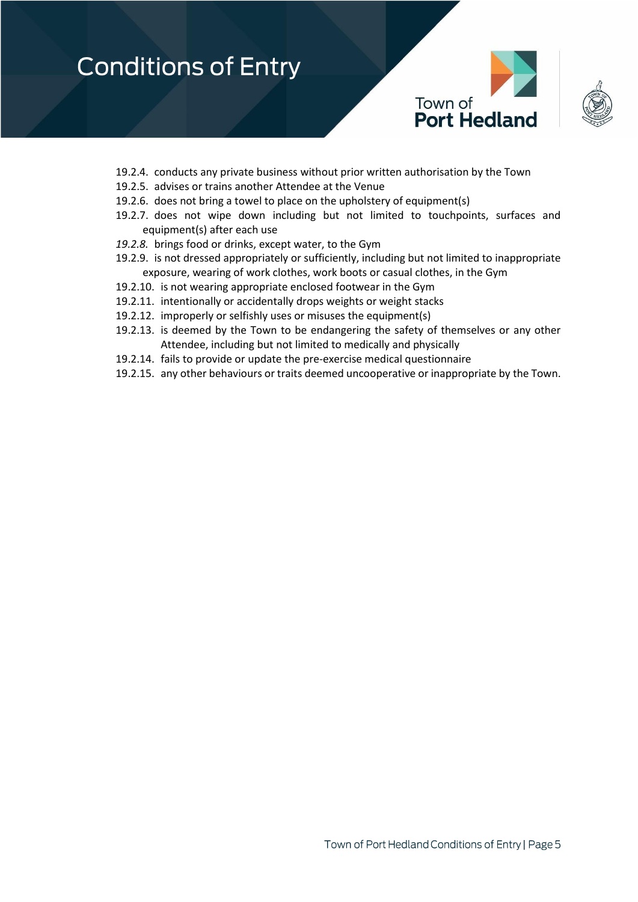19.2.4. conducts any private business without prior written authorisation by the Town
19.2.5. advises or trains another Attendee at the Venue
19.2.6. does not bring a towel to place on the upholstery of equipment(s)
19.2.7. does not wipe down including but not limited to touchpoints, surfaces and equipment(s) after each use
*19.2.8.* brings food or drinks, except water, to the Gym
19.2.9. is not dressed appropriately or sufficiently, including but not limited to inappropriate exposure, wearing of work clothes, work boots or casual clothes, in the Gym
19.2.10. is not wearing appropriate enclosed footwear in the Gym
19.2.11. intentionally or accidentally drops weights or weight stacks
19.2.12. improperly or selfishly uses or misuses the equipment(s)
19.2.13. is deemed by the Town to be endangering the safety of themselves or any other Attendee, including but not limited to medically and physically
19.2.14. fails to provide or update the pre-exercise medical questionnaire
19.2.15. any other behaviours or traits deemed uncooperative or inappropriate by the Town.